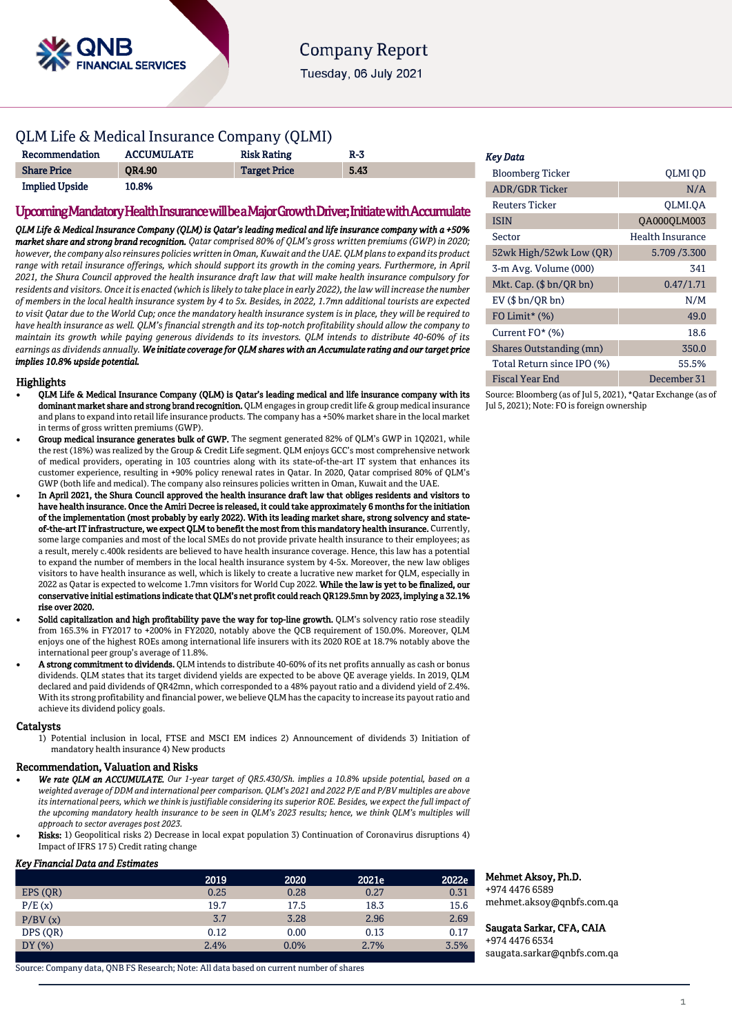# Company Report

Tuesday, 06 July 2021

## QLM Life & Medical Insurance Company (QLMI)

| Recommendation | ACCUMULATE | Risk Rating | R-3 |
|---|---|---|---|
| Share Price | QR4.90 | Target Price | 5.43 |
| Implied Upside | 10.8% | | |

## Upcoming Mandatory Health Insurance will be a Major Growth Driver; Initiate with Accumulate

***QLM Life & Medical Insurance Company (QLM) is Qatar's leading medical and life insurance company with a +50% market share and strong brand recognition.*** *Qatar comprised 80% of QLM's gross written premiums (GWP) in 2020; however, the company also reinsures policies written in Oman, Kuwait and the UAE. QLM plans to expand its product range with retail insurance offerings, which should support its growth in the coming years. Furthermore, in April 2021, the Shura Council approved the health insurance draft law that will make health insurance compulsory for residents and visitors. Once it is enacted (which is likely to take place in early 2022), the law will increase the number of members in the local health insurance system by 4 to 5x. Besides, in 2022, 1.7mn additional tourists are expected to visit Qatar due to the World Cup; once the mandatory health insurance system is in place, they will be required to have health insurance as well. QLM's financial strength and its top-notch profitability should allow the company to maintain its growth while paying generous dividends to its investors. QLM intends to distribute 40-60% of its earnings as dividends annually.* ***We initiate coverage for QLM shares with an Accumulate rating and our target price implies 10.8% upside potential.***

### Highlights

- **QLM Life & Medical Insurance Company (QLM) is Qatar's leading medical and life insurance company with its dominant market share and strong brand recognition.** QLM engages in group credit life & group medical insurance and plans to expand into retail life insurance products. The company has a +50% market share in the local market in terms of gross written premiums (GWP).
- **Group medical insurance generates bulk of GWP.** The segment generated 82% of QLM's GWP in 1Q2021, while the rest (18%) was realized by the Group & Credit Life segment. QLM enjoys GCC's most comprehensive network of medical providers, operating in 103 countries along with its state-of-the-art IT system that enhances its customer experience, resulting in +90% policy renewal rates in Qatar. In 2020, Qatar comprised 80% of QLM's GWP (both life and medical). The company also reinsures policies written in Oman, Kuwait and the UAE.
- **In April 2021, the Shura Council approved the health insurance draft law that obliges residents and visitors to have health insurance. Once the Amiri Decree is released, it could take approximately 6 months for the initiation of the implementation (most probably by early 2022). With its leading market share, strong solvency and state-of-the-art IT infrastructure, we expect QLM to benefit the most from this mandatory health insurance.** Currently, some large companies and most of the local SMEs do not provide private health insurance to their employees; as a result, merely c.400k residents are believed to have health insurance coverage. Hence, this law has a potential to expand the number of members in the local health insurance system by 4-5x. Moreover, the new law obliges visitors to have health insurance as well, which is likely to create a lucrative new market for QLM, especially in 2022 as Qatar is expected to welcome 1.7mn visitors for World Cup 2022. **While the law is yet to be finalized, our conservative initial estimations indicate that QLM's net profit could reach QR129.5mn by 2023, implying a 32.1% rise over 2020.**
- **Solid capitalization and high profitability pave the way for top-line growth.** QLM's solvency ratio rose steadily from 165.3% in FY2017 to +200% in FY2020, notably above the QCB requirement of 150.0%. Moreover, QLM enjoys one of the highest ROEs among international life insurers with its 2020 ROE at 18.7% notably above the international peer group's average of 11.8%.
- **A strong commitment to dividends.** QLM intends to distribute 40-60% of its net profits annually as cash or bonus dividends. QLM states that its target dividend yields are expected to be above QE average yields. In 2019, QLM declared and paid dividends of QR42mn, which corresponded to a 48% payout ratio and a dividend yield of 2.4%. With its strong profitability and financial power, we believe QLM has the capacity to increase its payout ratio and achieve its dividend policy goals.

### Catalysts

1) Potential inclusion in local, FTSE and MSCI EM indices 2) Announcement of dividends 3) Initiation of mandatory health insurance 4) New products

### Recommendation, Valuation and Risks

- ***We rate QLM an ACCUMULATE.*** *Our 1-year target of QR5.430/Sh. implies a 10.8% upside potential, based on a weighted average of DDM and international peer comparison. QLM's 2021 and 2022 P/E and P/BV multiples are above its international peers, which we think is justifiable considering its superior ROE. Besides, we expect the full impact of the upcoming mandatory health insurance to be seen in QLM's 2023 results; hence, we think QLM's multiples will approach to sector averages post 2023.*
- **Risks:** 1) Geopolitical risks 2) Decrease in local expat population 3) Continuation of Coronavirus disruptions 4) Impact of IFRS 17 5) Credit rating change

*Key Financial Data and Estimates*

| | 2019 | 2020 | 2021e | 2022e |
|---|---|---|---|---|
| EPS (QR) | 0.25 | 0.28 | 0.27 | 0.31 |
| P/E (x) | 19.7 | 17.5 | 18.3 | 15.6 |
| P/BV (x) | 3.7 | 3.28 | 2.96 | 2.69 |
| DPS (QR) | 0.12 | 0.00 | 0.13 | 0.17 |
| DY (%) | 2.4% | 0.0% | 2.7% | 3.5% |

Source: Company data, QNB FS Research; Note: All data based on current number of shares

*Key Data*

| | |
|---|---|
| Bloomberg Ticker | QLMI QD |
| ADR/GDR Ticker | N/A |
| Reuters Ticker | QLMI.QA |
| ISIN | QA000QLM003 |
| Sector | Health Insurance |
| 52wk High/52wk Low (QR) | 5.709 /3.300 |
| 3-m Avg. Volume (000) | 341 |
| Mkt. Cap. ($ bn/QR bn) | 0.47/1.71 |
| EV ($ bn/QR bn) | N/M |
| FO Limit* (%) | 49.0 |
| Current FO* (%) | 18.6 |
| Shares Outstanding (mn) | 350.0 |
| Total Return since IPO (%) | 55.5% |
| Fiscal Year End | December 31 |

Source: Bloomberg (as of Jul 5, 2021), *Qatar Exchange (as of Jul 5, 2021); Note: FO is foreign ownership

**Mehmet Aksoy, Ph.D.**
+974 4476 6589
mehmet.aksoy@qnbfs.com.qa

**Saugata Sarkar, CFA, CAIA**
+974 4476 6534
saugata.sarkar@qnbfs.com.qa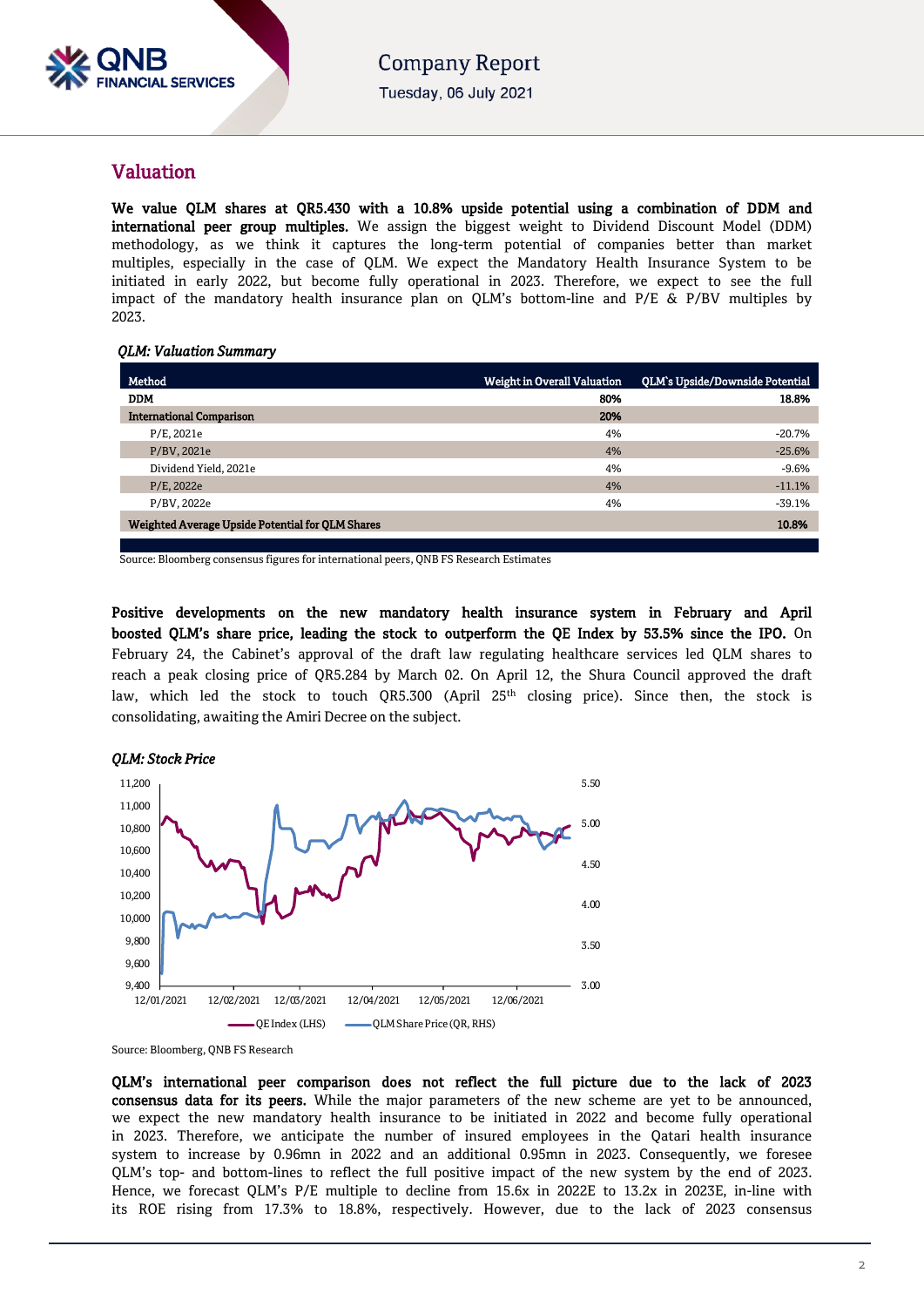## Valuation

**We value QLM shares at QR5.430 with a 10.8% upside potential using a combination of DDM and international peer group multiples.** We assign the biggest weight to Dividend Discount Model (DDM) methodology, as we think it captures the long-term potential of companies better than market multiples, especially in the case of QLM. We expect the Mandatory Health Insurance System to be initiated in early 2022, but become fully operational in 2023. Therefore, we expect to see the full impact of the mandatory health insurance plan on QLM's bottom-line and P/E & P/BV multiples by 2023.

*QLM: Valuation Summary*

| Method | Weight in Overall Valuation | QLM`s Upside/Downside Potential |
|---|---|---|
| **DDM** | **80%** | **18.8%** |
| **International Comparison** | **20%** | |
| P/E, 2021e | 4% | -20.7% |
| P/BV, 2021e | 4% | -25.6% |
| Dividend Yield, 2021e | 4% | -9.6% |
| P/E, 2022e | 4% | -11.1% |
| P/BV, 2022e | 4% | -39.1% |
| **Weighted Average Upside Potential for QLM Shares** | | **10.8%** |

Source: Bloomberg consensus figures for international peers, QNB FS Research Estimates

**Positive developments on the new mandatory health insurance system in February and April boosted QLM's share price, leading the stock to outperform the QE Index by 53.5% since the IPO.** On February 24, the Cabinet's approval of the draft law regulating healthcare services led QLM shares to reach a peak closing price of QR5.284 by March 02. On April 12, the Shura Council approved the draft law, which led the stock to touch QR5.300 (April 25th closing price). Since then, the stock is consolidating, awaiting the Amiri Decree on the subject.

*QLM: Stock Price*

Source: Bloomberg, QNB FS Research

**QLM's international peer comparison does not reflect the full picture due to the lack of 2023 consensus data for its peers.** While the major parameters of the new scheme are yet to be announced, we expect the new mandatory health insurance to be initiated in 2022 and become fully operational in 2023. Therefore, we anticipate the number of insured employees in the Qatari health insurance system to increase by 0.96mn in 2022 and an additional 0.95mn in 2023. Consequently, we foresee QLM's top- and bottom-lines to reflect the full positive impact of the new system by the end of 2023. Hence, we forecast QLM's P/E multiple to decline from 15.6x in 2022E to 13.2x in 2023E, in-line with its ROE rising from 17.3% to 18.8%, respectively. However, due to the lack of 2023 consensus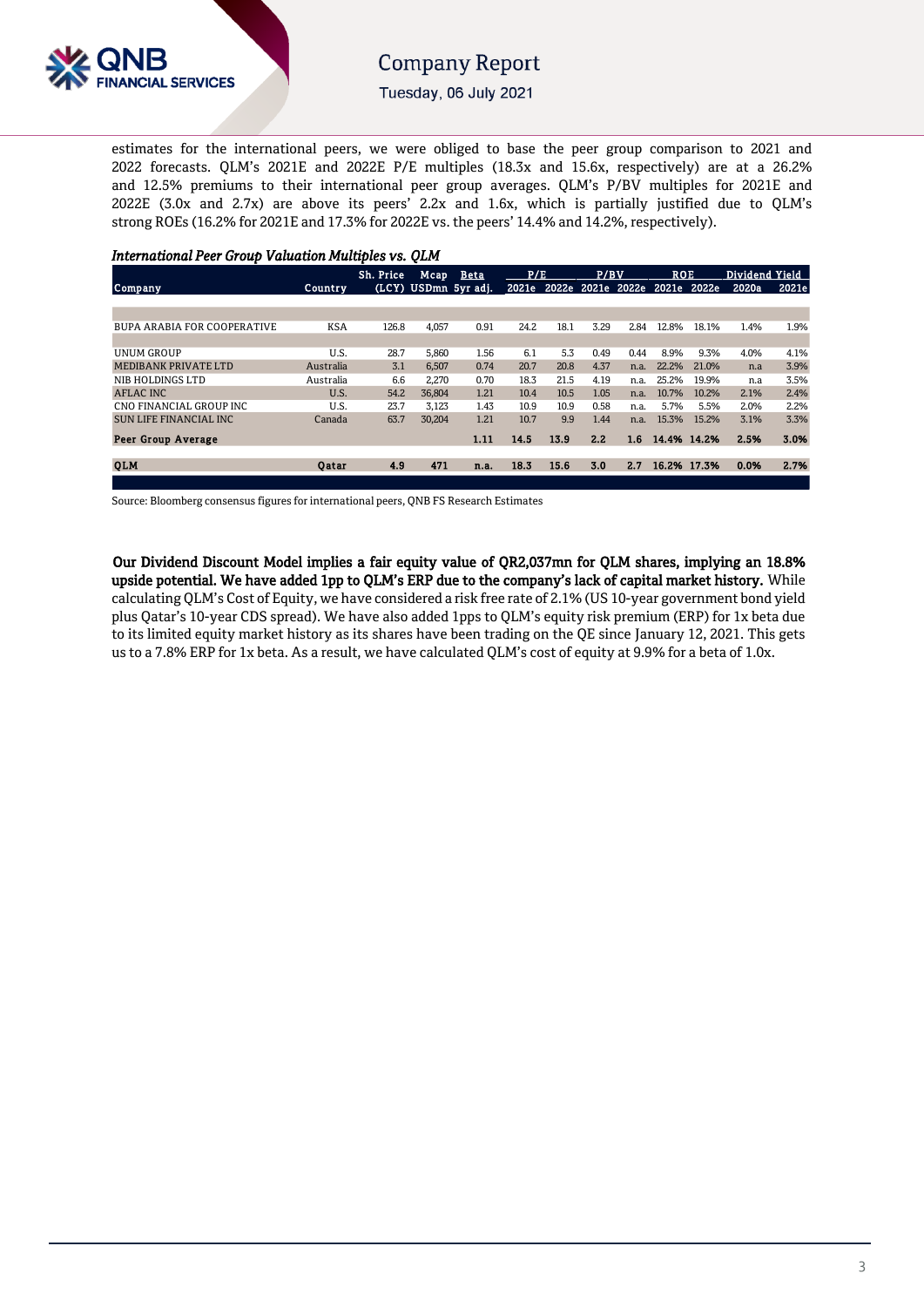estimates for the international peers, we were obliged to base the peer group comparison to 2021 and 2022 forecasts. QLM's 2021E and 2022E P/E multiples (18.3x and 15.6x, respectively) are at a 26.2% and 12.5% premiums to their international peer group averages. QLM's P/BV multiples for 2021E and 2022E (3.0x and 2.7x) are above its peers' 2.2x and 1.6x, which is partially justified due to QLM's strong ROEs (16.2% for 2021E and 17.3% for 2022E vs. the peers' 14.4% and 14.2%, respectively).

***International Peer Group Valuation Multiples vs. QLM***

| Company | Country | Sh. Price (LCY) | Mcap USDmn | Beta 5yr adj. | P/E 2021e | P/E 2022e | P/BV 2021e | P/BV 2022e | ROE 2021e | ROE 2022e | Dividend Yield 2020a | Dividend Yield 2021e |
|---|---|---|---|---|---|---|---|---|---|---|---|---|
| BUPA ARABIA FOR COOPERATIVE | KSA | 126.8 | 4,057 | 0.91 | 24.2 | 18.1 | 3.29 | 2.84 | 12.8% | 18.1% | 1.4% | 1.9% |
| UNUM GROUP | U.S. | 28.7 | 5,860 | 1.56 | 6.1 | 5.3 | 0.49 | 0.44 | 8.9% | 9.3% | 4.0% | 4.1% |
| MEDIBANK PRIVATE LTD | Australia | 3.1 | 6,507 | 0.74 | 20.7 | 20.8 | 4.37 | n.a. | 22.2% | 21.0% | n.a | 3.9% |
| NIB HOLDINGS LTD | Australia | 6.6 | 2,270 | 0.70 | 18.3 | 21.5 | 4.19 | n.a. | 25.2% | 19.9% | n.a | 3.5% |
| AFLAC INC | U.S. | 54.2 | 36,804 | 1.21 | 10.4 | 10.5 | 1.05 | n.a. | 10.7% | 10.2% | 2.1% | 2.4% |
| CNO FINANCIAL GROUP INC | U.S. | 23.7 | 3,123 | 1.43 | 10.9 | 10.9 | 0.58 | n.a. | 5.7% | 5.5% | 2.0% | 2.2% |
| SUN LIFE FINANCIAL INC | Canada | 63.7 | 30,204 | 1.21 | 10.7 | 9.9 | 1.44 | n.a. | 15.3% | 15.2% | 3.1% | 3.3% |
| **Peer Group Average** | | | | **1.11** | **14.5** | **13.9** | **2.2** | **1.6** | **14.4%** | **14.2%** | **2.5%** | **3.0%** |
| **QLM** | **Qatar** | **4.9** | **471** | **n.a.** | **18.3** | **15.6** | **3.0** | **2.7** | **16.2%** | **17.3%** | **0.0%** | **2.7%** |

Source: Bloomberg consensus figures for international peers, QNB FS Research Estimates

**Our Dividend Discount Model implies a fair equity value of QR2,037mn for QLM shares, implying an 18.8% upside potential. We have added 1pp to QLM's ERP due to the company's lack of capital market history.** While calculating QLM's Cost of Equity, we have considered a risk free rate of 2.1% (US 10-year government bond yield plus Qatar's 10-year CDS spread). We have also added 1pps to QLM's equity risk premium (ERP) for 1x beta due to its limited equity market history as its shares have been trading on the QE since January 12, 2021. This gets us to a 7.8% ERP for 1x beta. As a result, we have calculated QLM's cost of equity at 9.9% for a beta of 1.0x.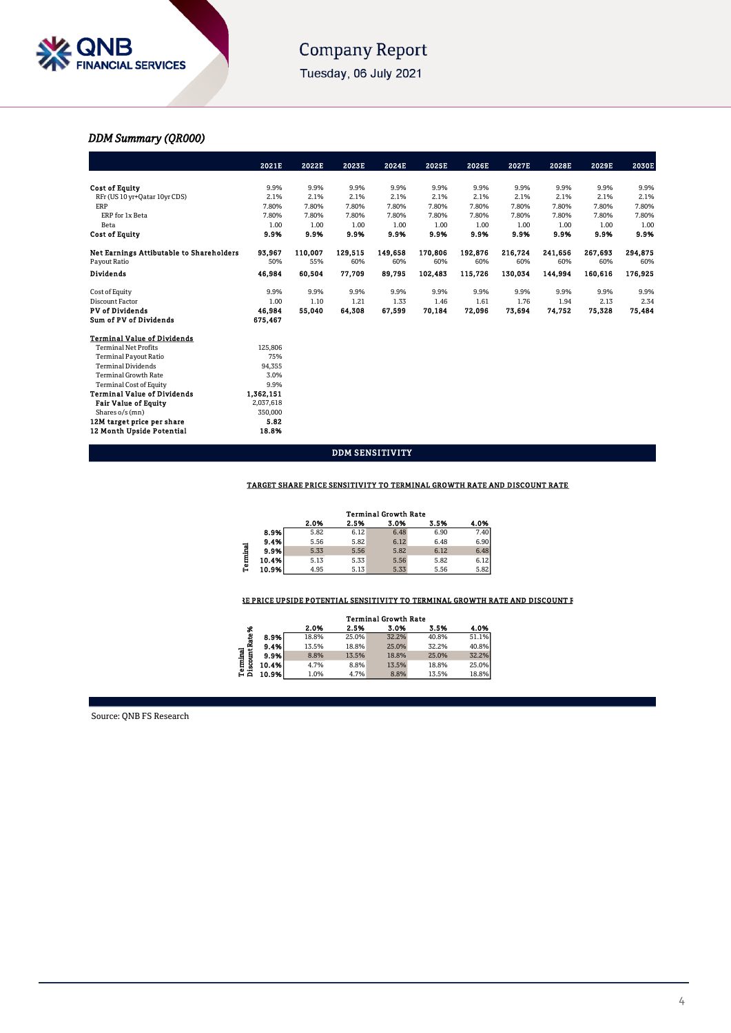## DDM Summary (QR000)

| | 2021E | 2022E | 2023E | 2024E | 2025E | 2026E | 2027E | 2028E | 2029E | 2030E |
|---|---|---|---|---|---|---|---|---|---|---|
| **Cost of Equity** | 9.9% | 9.9% | 9.9% | 9.9% | 9.9% | 9.9% | 9.9% | 9.9% | 9.9% | 9.9% |
| RFr (US 10 yr+Qatar 10yr CDS) | 2.1% | 2.1% | 2.1% | 2.1% | 2.1% | 2.1% | 2.1% | 2.1% | 2.1% | 2.1% |
| ERP | 7.80% | 7.80% | 7.80% | 7.80% | 7.80% | 7.80% | 7.80% | 7.80% | 7.80% | 7.80% |
| ERP for 1x Beta | 7.80% | 7.80% | 7.80% | 7.80% | 7.80% | 7.80% | 7.80% | 7.80% | 7.80% | 7.80% |
| Beta | 1.00 | 1.00 | 1.00 | 1.00 | 1.00 | 1.00 | 1.00 | 1.00 | 1.00 | 1.00 |
| **Cost of Equity** | **9.9%** | **9.9%** | **9.9%** | **9.9%** | **9.9%** | **9.9%** | **9.9%** | **9.9%** | **9.9%** | **9.9%** |
| | | | | | | | | | | |
| **Net Earnings Attibutable to Shareholders** | **93,967** | **110,007** | **129,515** | **149,658** | **170,806** | **192,876** | **216,724** | **241,656** | **267,693** | **294,875** |
| Payout Ratio | 50% | 55% | 60% | 60% | 60% | 60% | 60% | 60% | 60% | 60% |
| **Dividends** | **46,984** | **60,504** | **77,709** | **89,795** | **102,483** | **115,726** | **130,034** | **144,994** | **160,616** | **176,925** |
| | | | | | | | | | | |
| Cost of Equity | 9.9% | 9.9% | 9.9% | 9.9% | 9.9% | 9.9% | 9.9% | 9.9% | 9.9% | 9.9% |
| Discount Factor | 1.00 | 1.10 | 1.21 | 1.33 | 1.46 | 1.61 | 1.76 | 1.94 | 2.13 | 2.34 |
| **PV of Dividends** | **46,984** | **55,040** | **64,308** | **67,599** | **70,184** | **72,096** | **73,694** | **74,752** | **75,328** | **75,484** |
| **Sum of PV of Dividends** | **675,467** | | | | | | | | | |

| **Terminal Value of Dividends** | |
|---|---|
| Terminal Net Profits | 125,806 |
| Terminal Payout Ratio | 75% |
| Terminal Dividends | 94,355 |
| Terminal Growth Rate | 3.0% |
| Terminal Cost of Equity | 9.9% |
| **Terminal Value of Dividends** | **1,362,151** |
| **Fair Value of Equity** | 2,037,618 |
| Shares o/s (mn) | 350,000 |
| **12M target price per share** | **5.82** |
| **12 Month Upside Potential** | **18.8%** |

## DDM SENSITIVITY

**TARGET SHARE PRICE SENSITIVITY TO TERMINAL GROWTH RATE AND DISCOUNT RATE**

| Terminal | Terminal Growth Rate | | | | |
|---|---|---|---|---|---|
| | **2.0%** | **2.5%** | **3.0%** | **3.5%** | **4.0%** |
| **8.9%** | 5.82 | 6.12 | 6.48 | 6.90 | 7.40 |
| **9.4%** | 5.56 | 5.82 | 6.12 | 6.48 | 6.90 |
| **9.9%** | 5.33 | 5.56 | 5.82 | 6.12 | 6.48 |
| **10.4%** | 5.13 | 5.33 | 5.56 | 5.82 | 6.12 |
| **10.9%** | 4.95 | 5.13 | 5.33 | 5.56 | 5.82 |

**SHARE PRICE UPSIDE POTENTIAL SENSITIVITY TO TERMINAL GROWTH RATE AND DISCOUNT RATE**

| Terminal Discount Rate % | Terminal Growth Rate | | | | |
|---|---|---|---|---|---|
| | **2.0%** | **2.5%** | **3.0%** | **3.5%** | **4.0%** |
| **8.9%** | 18.8% | 25.0% | 32.2% | 40.8% | 51.1% |
| **9.4%** | 13.5% | 18.8% | 25.0% | 32.2% | 40.8% |
| **9.9%** | 8.8% | 13.5% | 18.8% | 25.0% | 32.2% |
| **10.4%** | 4.7% | 8.8% | 13.5% | 18.8% | 25.0% |
| **10.9%** | 1.0% | 4.7% | 8.8% | 13.5% | 18.8% |

Source: QNB FS Research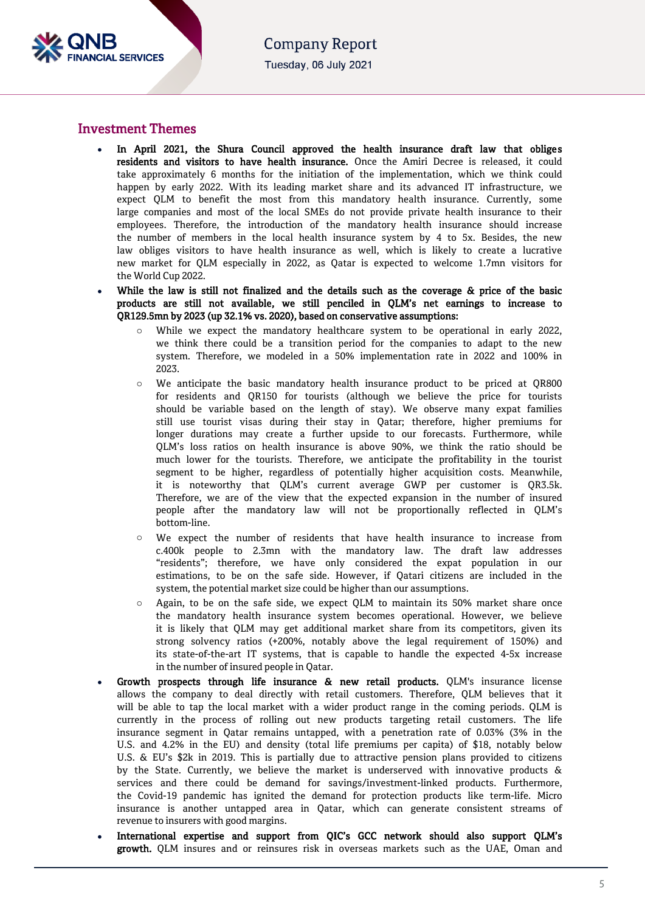## Investment Themes

- **In April 2021, the Shura Council approved the health insurance draft law that obliges residents and visitors to have health insurance.** Once the Amiri Decree is released, it could take approximately 6 months for the initiation of the implementation, which we think could happen by early 2022. With its leading market share and its advanced IT infrastructure, we expect QLM to benefit the most from this mandatory health insurance. Currently, some large companies and most of the local SMEs do not provide private health insurance to their employees. Therefore, the introduction of the mandatory health insurance should increase the number of members in the local health insurance system by 4 to 5x. Besides, the new law obliges visitors to have health insurance as well, which is likely to create a lucrative new market for QLM especially in 2022, as Qatar is expected to welcome 1.7mn visitors for the World Cup 2022.
- **While the law is still not finalized and the details such as the coverage & price of the basic products are still not available, we still penciled in QLM's net earnings to increase to QR129.5mn by 2023 (up 32.1% vs. 2020), based on conservative assumptions:**
  - While we expect the mandatory healthcare system to be operational in early 2022, we think there could be a transition period for the companies to adapt to the new system. Therefore, we modeled in a 50% implementation rate in 2022 and 100% in 2023.
  - We anticipate the basic mandatory health insurance product to be priced at QR800 for residents and QR150 for tourists (although we believe the price for tourists should be variable based on the length of stay). We observe many expat families still use tourist visas during their stay in Qatar; therefore, higher premiums for longer durations may create a further upside to our forecasts. Furthermore, while QLM's loss ratios on health insurance is above 90%, we think the ratio should be much lower for the tourists. Therefore, we anticipate the profitability in the tourist segment to be higher, regardless of potentially higher acquisition costs. Meanwhile, it is noteworthy that QLM's current average GWP per customer is QR3.5k. Therefore, we are of the view that the expected expansion in the number of insured people after the mandatory law will not be proportionally reflected in QLM's bottom-line.
  - We expect the number of residents that have health insurance to increase from c.400k people to 2.3mn with the mandatory law. The draft law addresses "residents"; therefore, we have only considered the expat population in our estimations, to be on the safe side. However, if Qatari citizens are included in the system, the potential market size could be higher than our assumptions.
  - Again, to be on the safe side, we expect QLM to maintain its 50% market share once the mandatory health insurance system becomes operational. However, we believe it is likely that QLM may get additional market share from its competitors, given its strong solvency ratios (+200%, notably above the legal requirement of 150%) and its state-of-the-art IT systems, that is capable to handle the expected 4-5x increase in the number of insured people in Qatar.
- **Growth prospects through life insurance & new retail products.** QLM's insurance license allows the company to deal directly with retail customers. Therefore, QLM believes that it will be able to tap the local market with a wider product range in the coming periods. QLM is currently in the process of rolling out new products targeting retail customers. The life insurance segment in Qatar remains untapped, with a penetration rate of 0.03% (3% in the U.S. and 4.2% in the EU) and density (total life premiums per capita) of $18, notably below U.S. & EU's $2k in 2019. This is partially due to attractive pension plans provided to citizens by the State. Currently, we believe the market is underserved with innovative products & services and there could be demand for savings/investment-linked products. Furthermore, the Covid-19 pandemic has ignited the demand for protection products like term-life. Micro insurance is another untapped area in Qatar, which can generate consistent streams of revenue to insurers with good margins.
- **International expertise and support from QIC's GCC network should also support QLM's growth.** QLM insures and or reinsures risk in overseas markets such as the UAE, Oman and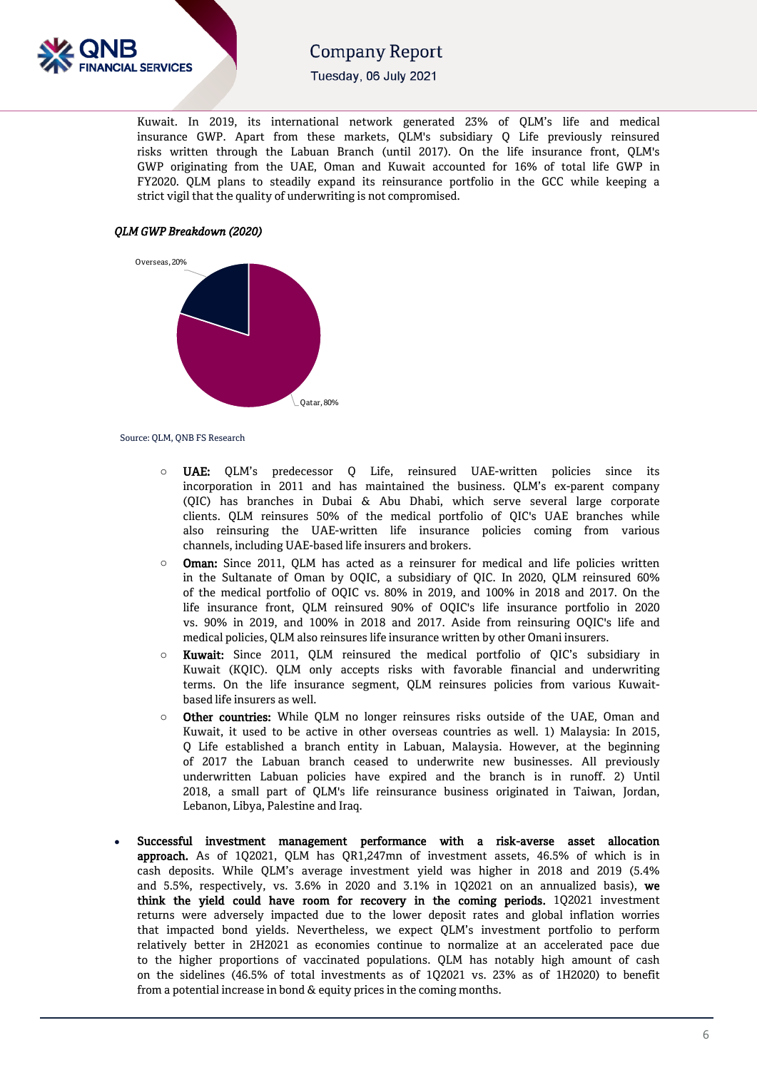Kuwait. In 2019, its international network generated 23% of QLM's life and medical insurance GWP. Apart from these markets, QLM's subsidiary Q Life previously reinsured risks written through the Labuan Branch (until 2017). On the life insurance front, QLM's GWP originating from the UAE, Oman and Kuwait accounted for 16% of total life GWP in FY2020. QLM plans to steadily expand its reinsurance portfolio in the GCC while keeping a strict vigil that the quality of underwriting is not compromised.

*QLM GWP Breakdown (2020)*

| Region | Share |
|---|---|
| Overseas | 20% |
| Qatar | 80% |

Source: QLM, QNB FS Research

- **UAE:** QLM's predecessor Q Life, reinsured UAE-written policies since its incorporation in 2011 and has maintained the business. QLM's ex-parent company (QIC) has branches in Dubai & Abu Dhabi, which serve several large corporate clients. QLM reinsures 50% of the medical portfolio of QIC's UAE branches while also reinsuring the UAE-written life insurance policies coming from various channels, including UAE-based life insurers and brokers.
- **Oman:** Since 2011, QLM has acted as a reinsurer for medical and life policies written in the Sultanate of Oman by OQIC, a subsidiary of QIC. In 2020, QLM reinsured 60% of the medical portfolio of OQIC vs. 80% in 2019, and 100% in 2018 and 2017. On the life insurance front, QLM reinsured 90% of OQIC's life insurance portfolio in 2020 vs. 90% in 2019, and 100% in 2018 and 2017. Aside from reinsuring OQIC's life and medical policies, QLM also reinsures life insurance written by other Omani insurers.
- **Kuwait:** Since 2011, QLM reinsured the medical portfolio of QIC's subsidiary in Kuwait (KQIC). QLM only accepts risks with favorable financial and underwriting terms. On the life insurance segment, QLM reinsures policies from various Kuwait-based life insurers as well.
- **Other countries:** While QLM no longer reinsures risks outside of the UAE, Oman and Kuwait, it used to be active in other overseas countries as well. 1) Malaysia: In 2015, Q Life established a branch entity in Labuan, Malaysia. However, at the beginning of 2017 the Labuan branch ceased to underwrite new businesses. All previously underwritten Labuan policies have expired and the branch is in runoff. 2) Until 2018, a small part of QLM's life reinsurance business originated in Taiwan, Jordan, Lebanon, Libya, Palestine and Iraq.

- **Successful investment management performance with a risk-averse asset allocation approach.** As of 1Q2021, QLM has QR1,247mn of investment assets, 46.5% of which is in cash deposits. While QLM's average investment yield was higher in 2018 and 2019 (5.4% and 5.5%, respectively, vs. 3.6% in 2020 and 3.1% in 1Q2021 on an annualized basis), **we think the yield could have room for recovery in the coming periods.** 1Q2021 investment returns were adversely impacted due to the lower deposit rates and global inflation worries that impacted bond yields. Nevertheless, we expect QLM's investment portfolio to perform relatively better in 2H2021 as economies continue to normalize at an accelerated pace due to the higher proportions of vaccinated populations. QLM has notably high amount of cash on the sidelines (46.5% of total investments as of 1Q2021 vs. 23% as of 1H2020) to benefit from a potential increase in bond & equity prices in the coming months.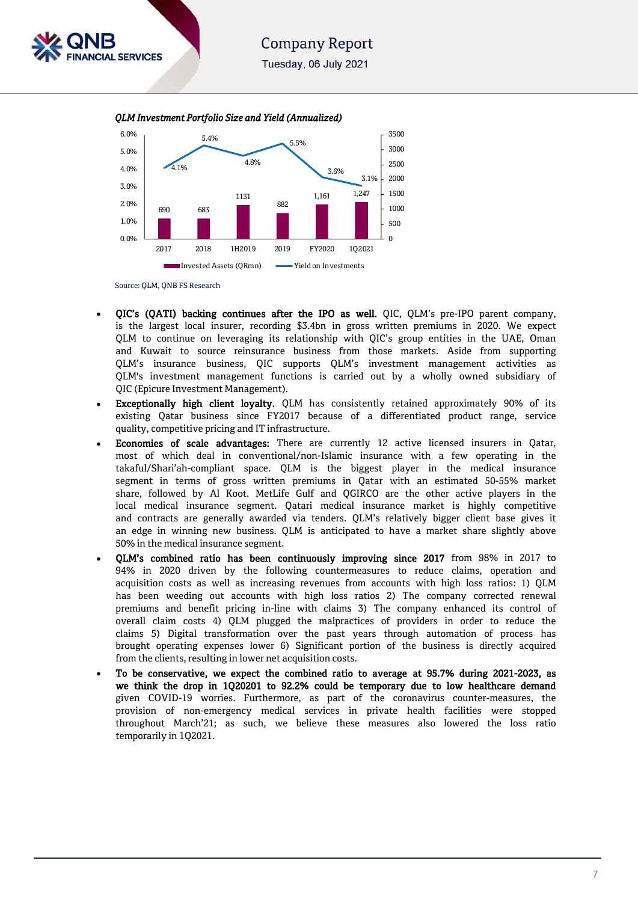*QLM Investment Portfolio Size and Yield (Annualized)*

| Period | Invested Assets (QRmn) | Yield on Investments |
|---|---|---|
| 2017 | 690 | 4.1% |
| 2018 | 683 | 5.4% |
| 1H2019 | 1131 | 4.8% |
| 2019 | 882 | 5.5% |
| FY2020 | 1,161 | 3.6% |
| 1Q2021 | 1,247 | 3.1% |

Source: QLM, QNB FS Research

- **QIC's (QATI) backing continues after the IPO as well.** QIC, QLM's pre-IPO parent company, is the largest local insurer, recording $3.4bn in gross written premiums in 2020. We expect QLM to continue on leveraging its relationship with QIC's group entities in the UAE, Oman and Kuwait to source reinsurance business from those markets. Aside from supporting QLM's insurance business, QIC supports QLM's investment management activities as QLM's investment management functions is carried out by a wholly owned subsidiary of QIC (Epicure Investment Management).
- **Exceptionally high client loyalty.** QLM has consistently retained approximately 90% of its existing Qatar business since FY2017 because of a differentiated product range, service quality, competitive pricing and IT infrastructure.
- **Economies of scale advantages:** There are currently 12 active licensed insurers in Qatar, most of which deal in conventional/non-Islamic insurance with a few operating in the takaful/Shari'ah-compliant space. QLM is the biggest player in the medical insurance segment in terms of gross written premiums in Qatar with an estimated 50-55% market share, followed by Al Koot. MetLife Gulf and QGIRCO are the other active players in the local medical insurance segment. Qatari medical insurance market is highly competitive and contracts are generally awarded via tenders. QLM's relatively bigger client base gives it an edge in winning new business. QLM is anticipated to have a market share slightly above 50% in the medical insurance segment.
- **QLM's combined ratio has been continuously improving since 2017** from 98% in 2017 to 94% in 2020 driven by the following countermeasures to reduce claims, operation and acquisition costs as well as increasing revenues from accounts with high loss ratios: 1) QLM has been weeding out accounts with high loss ratios 2) The company corrected renewal premiums and benefit pricing in-line with claims 3) The company enhanced its control of overall claim costs 4) QLM plugged the malpractices of providers in order to reduce the claims 5) Digital transformation over the past years through automation of process has brought operating expenses lower 6) Significant portion of the business is directly acquired from the clients, resulting in lower net acquisition costs.
- **To be conservative, we expect the combined ratio to average at 95.7% during 2021-2023, as we think the drop in 1Q20201 to 92.2% could be temporary due to low healthcare demand** given COVID-19 worries. Furthermore, as part of the coronavirus counter-measures, the provision of non-emergency medical services in private health facilities were stopped throughout March'21; as such, we believe these measures also lowered the loss ratio temporarily in 1Q2021.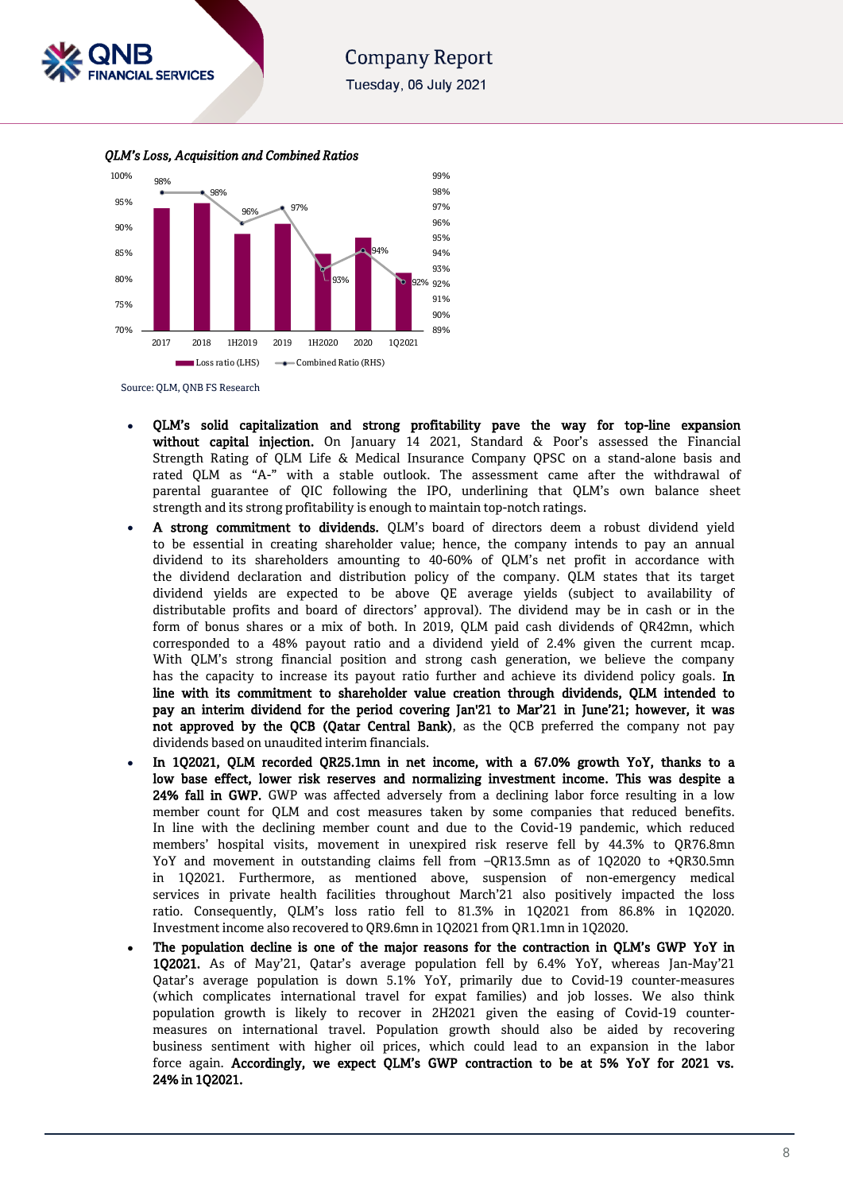*QLM's Loss, Acquisition and Combined Ratios*

| | 2017 | 2018 | 1H2019 | 2019 | 1H2020 | 2020 | 1Q2021 |
|---|---|---|---|---|---|---|---|
| Combined Ratio (RHS) | 98% | 98% | 96% | 97% | 93% | 94% | 92% |

Legend: Loss ratio (LHS); Combined Ratio (RHS)

Source: QLM, QNB FS Research

- **QLM's solid capitalization and strong profitability pave the way for top-line expansion without capital injection.** On January 14 2021, Standard & Poor's assessed the Financial Strength Rating of QLM Life & Medical Insurance Company QPSC on a stand-alone basis and rated QLM as "A-" with a stable outlook. The assessment came after the withdrawal of parental guarantee of QIC following the IPO, underlining that QLM's own balance sheet strength and its strong profitability is enough to maintain top-notch ratings.
- **A strong commitment to dividends.** QLM's board of directors deem a robust dividend yield to be essential in creating shareholder value; hence, the company intends to pay an annual dividend to its shareholders amounting to 40-60% of QLM's net profit in accordance with the dividend declaration and distribution policy of the company. QLM states that its target dividend yields are expected to be above QE average yields (subject to availability of distributable profits and board of directors' approval). The dividend may be in cash or in the form of bonus shares or a mix of both. In 2019, QLM paid cash dividends of QR42mn, which corresponded to a 48% payout ratio and a dividend yield of 2.4% given the current mcap. With QLM's strong financial position and strong cash generation, we believe the company has the capacity to increase its payout ratio further and achieve its dividend policy goals. **In line with its commitment to shareholder value creation through dividends, QLM intended to pay an interim dividend for the period covering Jan'21 to Mar'21 in June'21; however, it was not approved by the QCB (Qatar Central Bank)**, as the QCB preferred the company not pay dividends based on unaudited interim financials.
- **In 1Q2021, QLM recorded QR25.1mn in net income, with a 67.0% growth YoY, thanks to a low base effect, lower risk reserves and normalizing investment income. This was despite a 24% fall in GWP.** GWP was affected adversely from a declining labor force resulting in a low member count for QLM and cost measures taken by some companies that reduced benefits. In line with the declining member count and due to the Covid-19 pandemic, which reduced members' hospital visits, movement in unexpired risk reserve fell by 44.3% to QR76.8mn YoY and movement in outstanding claims fell from –QR13.5mn as of 1Q2020 to +QR30.5mn in 1Q2021. Furthermore, as mentioned above, suspension of non-emergency medical services in private health facilities throughout March'21 also positively impacted the loss ratio. Consequently, QLM's loss ratio fell to 81.3% in 1Q2021 from 86.8% in 1Q2020. Investment income also recovered to QR9.6mn in 1Q2021 from QR1.1mn in 1Q2020.
- **The population decline is one of the major reasons for the contraction in QLM's GWP YoY in 1Q2021.** As of May'21, Qatar's average population fell by 6.4% YoY, whereas Jan-May'21 Qatar's average population is down 5.1% YoY, primarily due to Covid-19 counter-measures (which complicates international travel for expat families) and job losses. We also think population growth is likely to recover in 2H2021 given the easing of Covid-19 counter-measures on international travel. Population growth should also be aided by recovering business sentiment with higher oil prices, which could lead to an expansion in the labor force again. **Accordingly, we expect QLM's GWP contraction to be at 5% YoY for 2021 vs. 24% in 1Q2021.**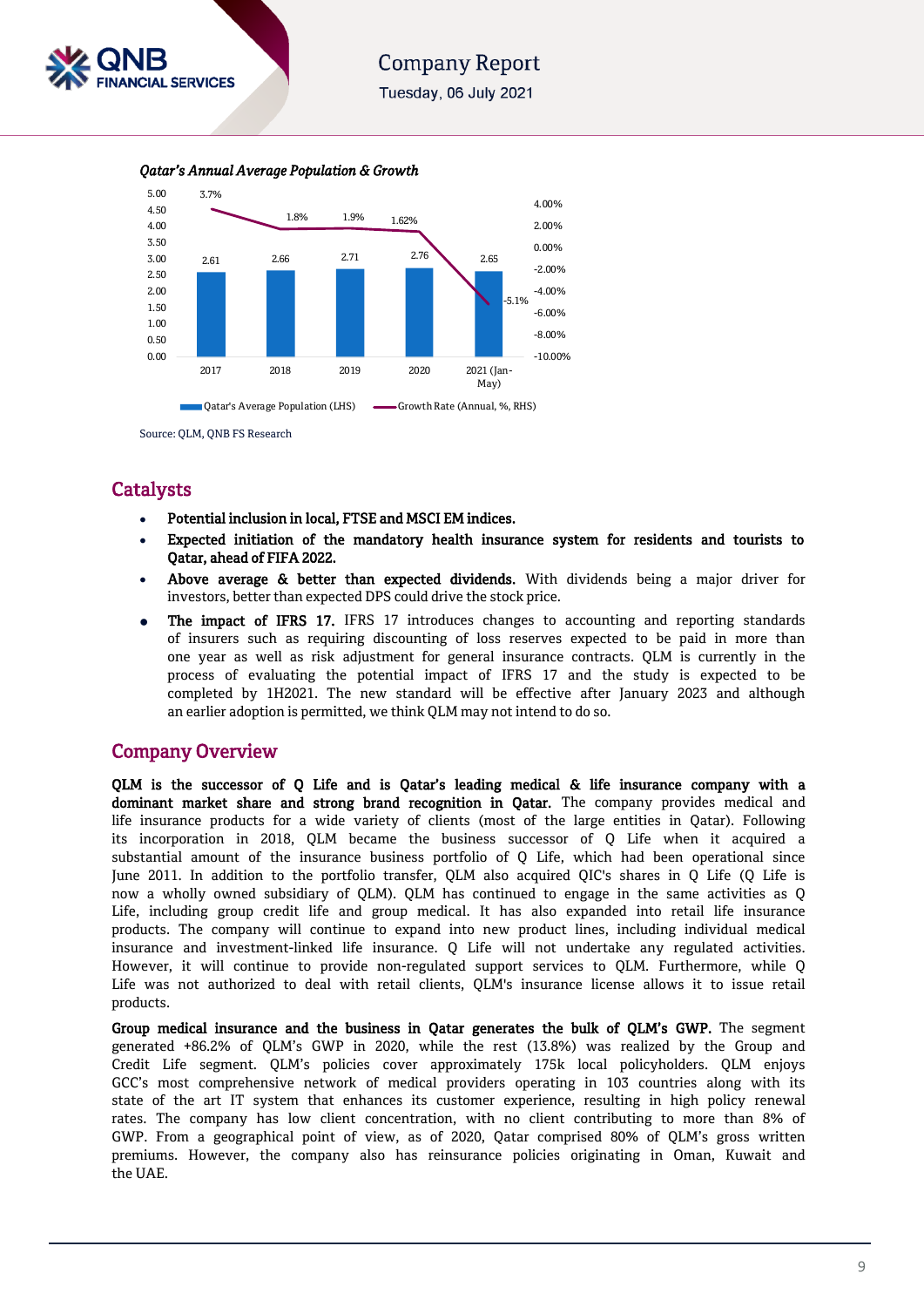*Qatar's Annual Average Population & Growth*

| | 2017 | 2018 | 2019 | 2020 | 2021 (Jan-May) |
|---|---|---|---|---|---|
| Qatar's Average Population (LHS) | 2.61 | 2.66 | 2.71 | 2.76 | 2.65 |
| Growth Rate (Annual, %, RHS) | 3.7% | 1.8% | 1.9% | 1.62% | -5.1% |

Source: QLM, QNB FS Research

## Catalysts

- **Potential inclusion in local, FTSE and MSCI EM indices.**
- **Expected initiation of the mandatory health insurance system for residents and tourists to Qatar, ahead of FIFA 2022.**
- **Above average & better than expected dividends.** With dividends being a major driver for investors, better than expected DPS could drive the stock price.
- **The impact of IFRS 17.** IFRS 17 introduces changes to accounting and reporting standards of insurers such as requiring discounting of loss reserves expected to be paid in more than one year as well as risk adjustment for general insurance contracts. QLM is currently in the process of evaluating the potential impact of IFRS 17 and the study is expected to be completed by 1H2021. The new standard will be effective after January 2023 and although an earlier adoption is permitted, we think QLM may not intend to do so.

## Company Overview

**QLM is the successor of Q Life and is Qatar's leading medical & life insurance company with a dominant market share and strong brand recognition in Qatar.** The company provides medical and life insurance products for a wide variety of clients (most of the large entities in Qatar). Following its incorporation in 2018, QLM became the business successor of Q Life when it acquired a substantial amount of the insurance business portfolio of Q Life, which had been operational since June 2011. In addition to the portfolio transfer, QLM also acquired QIC's shares in Q Life (Q Life is now a wholly owned subsidiary of QLM). QLM has continued to engage in the same activities as Q Life, including group credit life and group medical. It has also expanded into retail life insurance products. The company will continue to expand into new product lines, including individual medical insurance and investment-linked life insurance. Q Life will not undertake any regulated activities. However, it will continue to provide non-regulated support services to QLM. Furthermore, while Q Life was not authorized to deal with retail clients, QLM's insurance license allows it to issue retail products.

**Group medical insurance and the business in Qatar generates the bulk of QLM's GWP.** The segment generated +86.2% of QLM's GWP in 2020, while the rest (13.8%) was realized by the Group and Credit Life segment. QLM's policies cover approximately 175k local policyholders. QLM enjoys GCC's most comprehensive network of medical providers operating in 103 countries along with its state of the art IT system that enhances its customer experience, resulting in high policy renewal rates. The company has low client concentration, with no client contributing to more than 8% of GWP. From a geographical point of view, as of 2020, Qatar comprised 80% of QLM's gross written premiums. However, the company also has reinsurance policies originating in Oman, Kuwait and the UAE.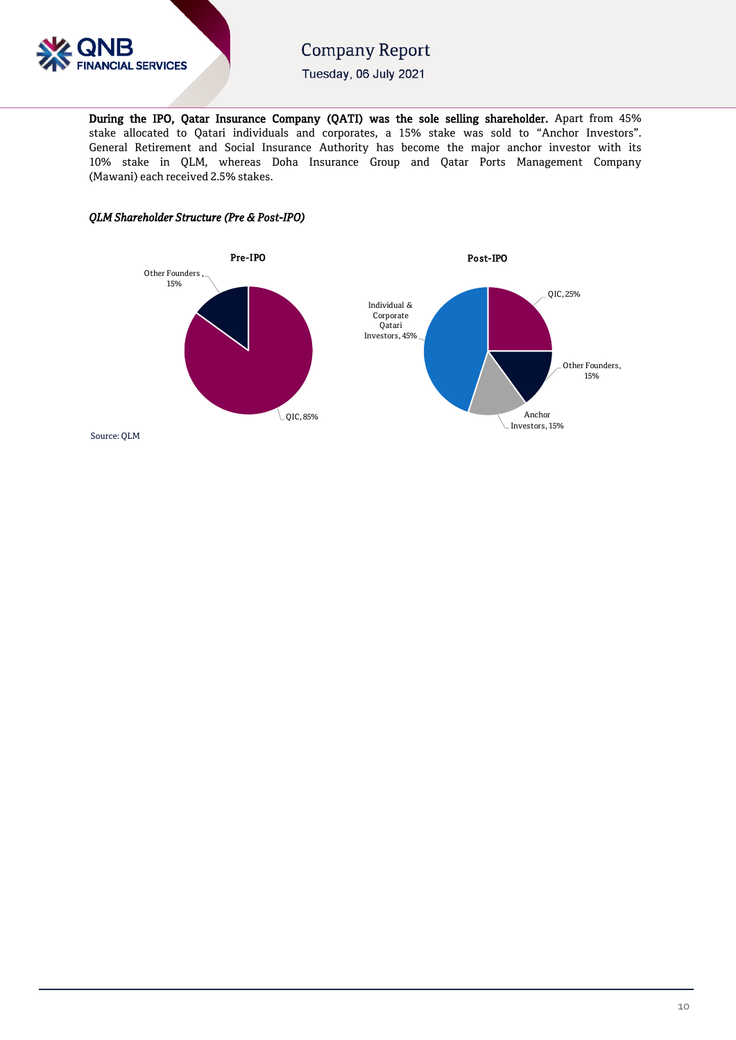**During the IPO, Qatar Insurance Company (QATI) was the sole selling shareholder.** Apart from 45% stake allocated to Qatari individuals and corporates, a 15% stake was sold to "Anchor Investors". General Retirement and Social Insurance Authority has become the major anchor investor with its 10% stake in QLM, whereas Doha Insurance Group and Qatar Ports Management Company (Mawani) each received 2.5% stakes.

*QLM Shareholder Structure (Pre & Post-IPO)*

**Pre-IPO**

| Shareholder | Stake |
|---|---|
| QIC | 85% |
| Other Founders | 15% |

**Post-IPO**

| Shareholder | Stake |
|---|---|
| QIC | 25% |
| Other Founders | 15% |
| Anchor Investors | 15% |
| Individual & Corporate Qatari Investors | 45% |

Source: QLM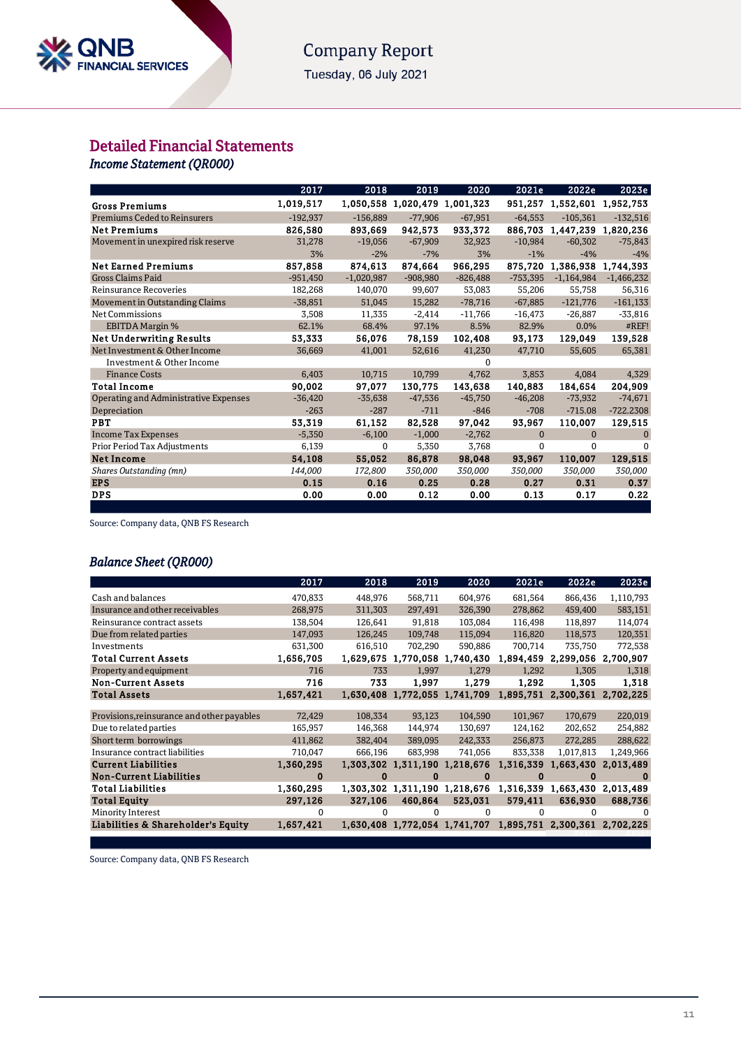## Detailed Financial Statements

### *Income Statement (QR000)*

| | 2017 | 2018 | 2019 | 2020 | 2021e | 2022e | 2023e |
|---|---|---|---|---|---|---|---|
| **Gross Premiums** | **1,019,517** | **1,050,558** | **1,020,479** | **1,001,323** | **951,257** | **1,552,601** | **1,952,753** |
| Premiums Ceded to Reinsurers | -192,937 | -156,889 | -77,906 | -67,951 | -64,553 | -105,361 | -132,516 |
| **Net Premiums** | **826,580** | **893,669** | **942,573** | **933,372** | **886,703** | **1,447,239** | **1,820,236** |
| Movement in unexpired risk reserve | 31,278 | -19,056 | -67,909 | 32,923 | -10,984 | -60,302 | -75,843 |
| | 3% | -2% | -7% | 3% | -1% | -4% | -4% |
| **Net Earned Premiums** | **857,858** | **874,613** | **874,664** | **966,295** | **875,720** | **1,386,938** | **1,744,393** |
| Gross Claims Paid | -951,450 | -1,020,987 | -908,980 | -826,488 | -753,395 | -1,164,984 | -1,466,232 |
| Reinsurance Recoveries | 182,268 | 140,070 | 99,607 | 53,083 | 55,206 | 55,758 | 56,316 |
| Movement in Outstanding Claims | -38,851 | 51,045 | 15,282 | -78,716 | -67,885 | -121,776 | -161,133 |
| Net Commissions | 3,508 | 11,335 | -2,414 | -11,766 | -16,473 | -26,887 | -33,816 |
| EBITDA Margin % | 62.1% | 68.4% | 97.1% | 8.5% | 82.9% | 0.0% | #REF! |
| **Net Underwriting Results** | **53,333** | **56,076** | **78,159** | **102,408** | **93,173** | **129,049** | **139,528** |
| Net Investment & Other Income | 36,669 | 41,001 | 52,616 | 41,230 | 47,710 | 55,605 | 65,381 |
| Investment & Other Income | | | | 0 | | | |
| Finance Costs | 6,403 | 10,715 | 10,799 | 4,762 | 3,853 | 4,084 | 4,329 |
| **Total Income** | **90,002** | **97,077** | **130,775** | **143,638** | **140,883** | **184,654** | **204,909** |
| Operating and Administrative Expenses | -36,420 | -35,638 | -47,536 | -45,750 | -46,208 | -73,932 | -74,671 |
| Depreciation | -263 | -287 | -711 | -846 | -708 | -715.08 | -722.2308 |
| **PBT** | **53,319** | **61,152** | **82,528** | **97,042** | **93,967** | **110,007** | **129,515** |
| Income Tax Expenses | -5,350 | -6,100 | -1,000 | -2,762 | 0 | 0 | 0 |
| Prior Period Tax Adjustments | 6,139 | 0 | 5,350 | 3,768 | 0 | 0 | 0 |
| **Net Income** | **54,108** | **55,052** | **86,878** | **98,048** | **93,967** | **110,007** | **129,515** |
| *Shares Outstanding (mn)* | *144,000* | *172,800* | *350,000* | *350,000* | *350,000* | *350,000* | *350,000* |
| **EPS** | **0.15** | **0.16** | **0.25** | **0.28** | **0.27** | **0.31** | **0.37** |
| **DPS** | **0.00** | **0.00** | **0.12** | **0.00** | **0.13** | **0.17** | **0.22** |

Source: Company data, QNB FS Research

### *Balance Sheet (QR000)*

| | 2017 | 2018 | 2019 | 2020 | 2021e | 2022e | 2023e |
|---|---|---|---|---|---|---|---|
| Cash and balances | 470,833 | 448,976 | 568,711 | 604,976 | 681,564 | 866,436 | 1,110,793 |
| Insurance and other receivables | 268,975 | 311,303 | 297,491 | 326,390 | 278,862 | 459,400 | 583,151 |
| Reinsurance contract assets | 138,504 | 126,641 | 91,818 | 103,084 | 116,498 | 118,897 | 114,074 |
| Due from related parties | 147,093 | 126,245 | 109,748 | 115,094 | 116,820 | 118,573 | 120,351 |
| Investments | 631,300 | 616,510 | 702,290 | 590,886 | 700,714 | 735,750 | 772,538 |
| **Total Current Assets** | **1,656,705** | **1,629,675** | **1,770,058** | **1,740,430** | **1,894,459** | **2,299,056** | **2,700,907** |
| Property and equipment | 716 | 733 | 1,997 | 1,279 | 1,292 | 1,305 | 1,318 |
| **Non-Current Assets** | **716** | **733** | **1,997** | **1,279** | **1,292** | **1,305** | **1,318** |
| **Total Assets** | **1,657,421** | **1,630,408** | **1,772,055** | **1,741,709** | **1,895,751** | **2,300,361** | **2,702,225** |
| | | | | | | | |
| Provisions,reinsurance and other payables | 72,429 | 108,334 | 93,123 | 104,590 | 101,967 | 170,679 | 220,019 |
| Due to related parties | 165,957 | 146,368 | 144,974 | 130,697 | 124,162 | 202,652 | 254,882 |
| Short term borrowings | 411,862 | 382,404 | 389,095 | 242,333 | 256,873 | 272,285 | 288,622 |
| Insurance contract liabilities | 710,047 | 666,196 | 683,998 | 741,056 | 833,338 | 1,017,813 | 1,249,966 |
| **Current Liabilities** | **1,360,295** | **1,303,302** | **1,311,190** | **1,218,676** | **1,316,339** | **1,663,430** | **2,013,489** |
| **Non-Current Liabilities** | **0** | **0** | **0** | **0** | **0** | **0** | **0** |
| **Total Liabilities** | **1,360,295** | **1,303,302** | **1,311,190** | **1,218,676** | **1,316,339** | **1,663,430** | **2,013,489** |
| **Total Equity** | **297,126** | **327,106** | **460,864** | **523,031** | **579,411** | **636,930** | **688,736** |
| Minority Interest | 0 | 0 | 0 | 0 | 0 | 0 | 0 |
| **Liabilities & Shareholder's Equity** | **1,657,421** | **1,630,408** | **1,772,054** | **1,741,707** | **1,895,751** | **2,300,361** | **2,702,225** |

Source: Company data, QNB FS Research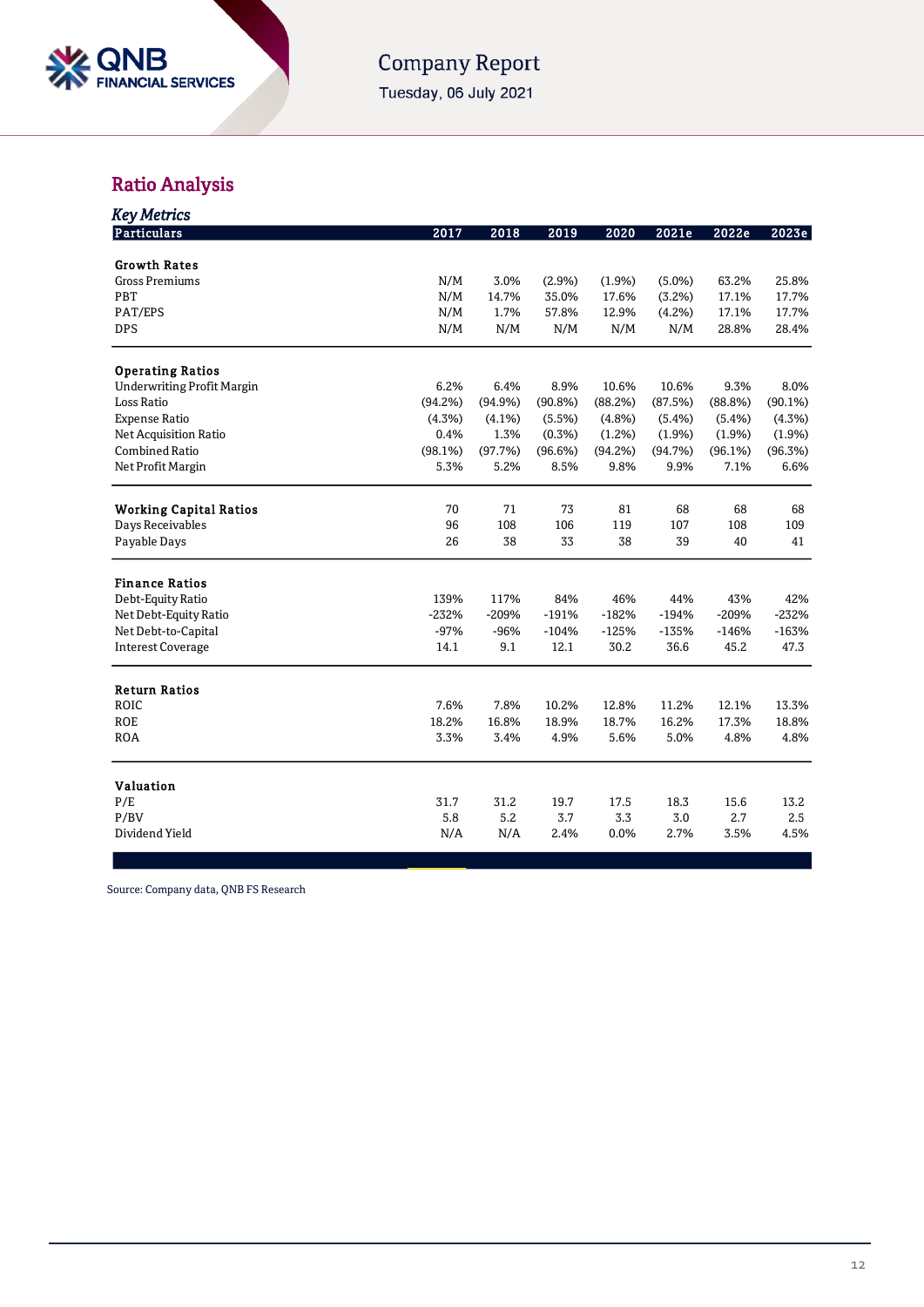## Ratio Analysis

### *Key Metrics*

| Particulars | 2017 | 2018 | 2019 | 2020 | 2021e | 2022e | 2023e |
|---|---|---|---|---|---|---|---|
| **Growth Rates** | | | | | | | |
| Gross Premiums | N/M | 3.0% | (2.9%) | (1.9%) | (5.0%) | 63.2% | 25.8% |
| PBT | N/M | 14.7% | 35.0% | 17.6% | (3.2%) | 17.1% | 17.7% |
| PAT/EPS | N/M | 1.7% | 57.8% | 12.9% | (4.2%) | 17.1% | 17.7% |
| DPS | N/M | N/M | N/M | N/M | N/M | 28.8% | 28.4% |
| **Operating Ratios** | | | | | | | |
| Underwriting Profit Margin | 6.2% | 6.4% | 8.9% | 10.6% | 10.6% | 9.3% | 8.0% |
| Loss Ratio | (94.2%) | (94.9%) | (90.8%) | (88.2%) | (87.5%) | (88.8%) | (90.1%) |
| Expense Ratio | (4.3%) | (4.1%) | (5.5%) | (4.8%) | (5.4%) | (5.4%) | (4.3%) |
| Net Acquisition Ratio | 0.4% | 1.3% | (0.3%) | (1.2%) | (1.9%) | (1.9%) | (1.9%) |
| Combined Ratio | (98.1%) | (97.7%) | (96.6%) | (94.2%) | (94.7%) | (96.1%) | (96.3%) |
| Net Profit Margin | 5.3% | 5.2% | 8.5% | 9.8% | 9.9% | 7.1% | 6.6% |
| **Working Capital Ratios** | 70 | 71 | 73 | 81 | 68 | 68 | 68 |
| Days Receivables | 96 | 108 | 106 | 119 | 107 | 108 | 109 |
| Payable Days | 26 | 38 | 33 | 38 | 39 | 40 | 41 |
| **Finance Ratios** | | | | | | | |
| Debt-Equity Ratio | 139% | 117% | 84% | 46% | 44% | 43% | 42% |
| Net Debt-Equity Ratio | -232% | -209% | -191% | -182% | -194% | -209% | -232% |
| Net Debt-to-Capital | -97% | -96% | -104% | -125% | -135% | -146% | -163% |
| Interest Coverage | 14.1 | 9.1 | 12.1 | 30.2 | 36.6 | 45.2 | 47.3 |
| **Return Ratios** | | | | | | | |
| ROIC | 7.6% | 7.8% | 10.2% | 12.8% | 11.2% | 12.1% | 13.3% |
| ROE | 18.2% | 16.8% | 18.9% | 18.7% | 16.2% | 17.3% | 18.8% |
| ROA | 3.3% | 3.4% | 4.9% | 5.6% | 5.0% | 4.8% | 4.8% |
| **Valuation** | | | | | | | |
| P/E | 31.7 | 31.2 | 19.7 | 17.5 | 18.3 | 15.6 | 13.2 |
| P/BV | 5.8 | 5.2 | 3.7 | 3.3 | 3.0 | 2.7 | 2.5 |
| Dividend Yield | N/A | N/A | 2.4% | 0.0% | 2.7% | 3.5% | 4.5% |

Source: Company data, QNB FS Research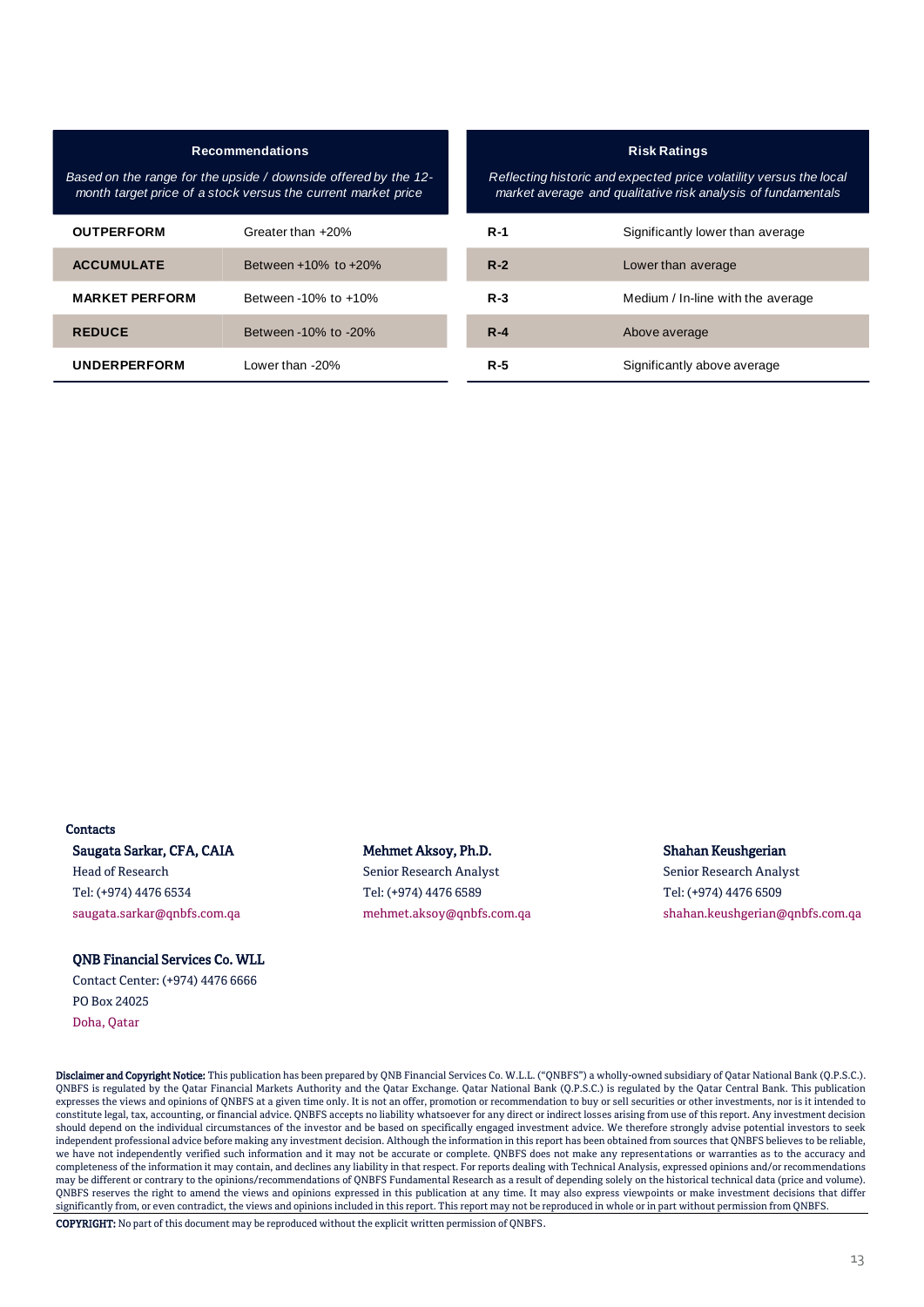| Recommendations | |
|---|---|
| *Based on the range for the upside / downside offered by the 12-month target price of a stock versus the current market price* | |
| **OUTPERFORM** | Greater than +20% |
| **ACCUMULATE** | Between +10% to +20% |
| **MARKET PERFORM** | Between -10% to +10% |
| **REDUCE** | Between -10% to -20% |
| **UNDERPERFORM** | Lower than -20% |

| Risk Ratings | |
|---|---|
| *Reflecting historic and expected price volatility versus the local market average and qualitative risk analysis of fundamentals* | |
| **R-1** | Significantly lower than average |
| **R-2** | Lower than average |
| **R-3** | Medium / In-line with the average |
| **R-4** | Above average |
| **R-5** | Significantly above average |

**Contacts**

**Saugata Sarkar, CFA, CAIA**
Head of Research
Tel: (+974) 4476 6534
saugata.sarkar@qnbfs.com.qa

**Mehmet Aksoy, Ph.D.**
Senior Research Analyst
Tel: (+974) 4476 6589
mehmet.aksoy@qnbfs.com.qa

**Shahan Keushgerian**
Senior Research Analyst
Tel: (+974) 4476 6509
shahan.keushgerian@qnbfs.com.qa

**QNB Financial Services Co. WLL**
Contact Center: (+974) 4476 6666
PO Box 24025
Doha, Qatar

**Disclaimer and Copyright Notice:** This publication has been prepared by QNB Financial Services Co. W.L.L. ("QNBFS") a wholly-owned subsidiary of Qatar National Bank (Q.P.S.C.). QNBFS is regulated by the Qatar Financial Markets Authority and the Qatar Exchange. Qatar National Bank (Q.P.S.C.) is regulated by the Qatar Central Bank. This publication expresses the views and opinions of QNBFS at a given time only. It is not an offer, promotion or recommendation to buy or sell securities or other investments, nor is it intended to constitute legal, tax, accounting, or financial advice. QNBFS accepts no liability whatsoever for any direct or indirect losses arising from use of this report. Any investment decision should depend on the individual circumstances of the investor and be based on specifically engaged investment advice. We therefore strongly advise potential investors to seek independent professional advice before making any investment decision. Although the information in this report has been obtained from sources that QNBFS believes to be reliable, we have not independently verified such information and it may not be accurate or complete. QNBFS does not make any representations or warranties as to the accuracy and completeness of the information it may contain, and declines any liability in that respect. For reports dealing with Technical Analysis, expressed opinions and/or recommendations may be different or contrary to the opinions/recommendations of QNBFS Fundamental Research as a result of depending solely on the historical technical data (price and volume). QNBFS reserves the right to amend the views and opinions expressed in this publication at any time. It may also express viewpoints or make investment decisions that differ significantly from, or even contradict, the views and opinions included in this report. This report may not be reproduced in whole or in part without permission from QNBFS.

**COPYRIGHT:** No part of this document may be reproduced without the explicit written permission of QNBFS.